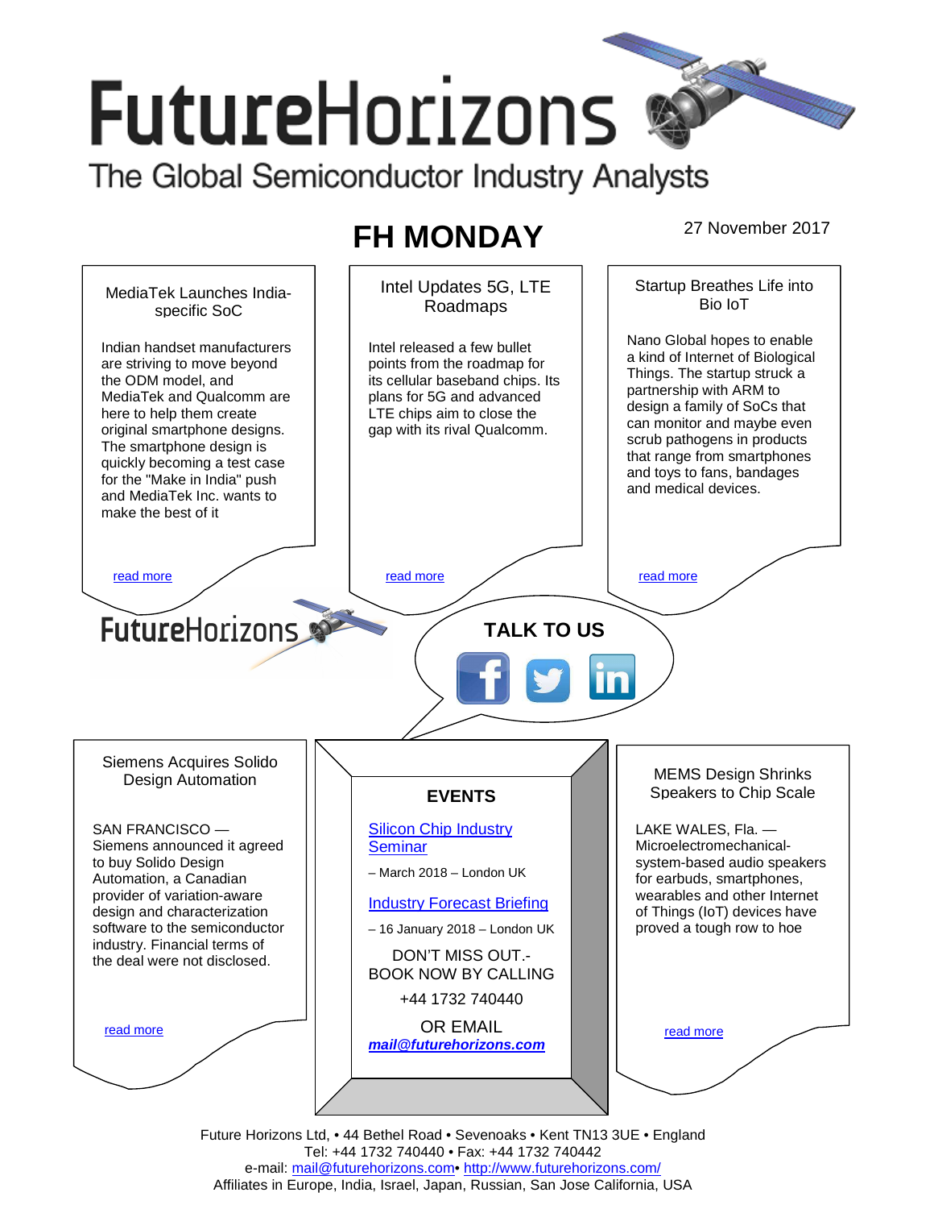# FutureHorizons

The Global Semiconductor Industry Analysts

## FH MONDAY

27 November 2017

### MediaTek Launches India-specific SoC

Indian handset manufacturers are striving to move beyond the ODM model, and MediaTek and Qualcomm are here to help them create original smartphone designs. The smartphone design is quickly becoming a test case for the "Make in India" push and MediaTek Inc. wants to make the best of it

read more

### Intel Updates 5G, LTE Roadmaps

Intel released a few bullet points from the roadmap for its cellular baseband chips. Its plans for 5G and advanced LTE chips aim to close the gap with its rival Qualcomm.

read more

### Startup Breathes Life into Bio IoT

Nano Global hopes to enable a kind of Internet of Biological Things. The startup struck a partnership with ARM to design a family of SoCs that can monitor and maybe even scrub pathogens in products that range from smartphones and toys to fans, bandages and medical devices.

read more

FutureHorizons

**TALK TO US**

### Siemens Acquires Solido Design Automation

SAN FRANCISCO — Siemens announced it agreed to buy Solido Design Automation, a Canadian provider of variation-aware design and characterization software to the semiconductor industry. Financial terms of the deal were not disclosed.

read more

### EVENTS

Silicon Chip Industry Seminar

– March 2018 – London UK

Industry Forecast Briefing

– 16 January 2018 – London UK

DON'T MISS OUT.- BOOK NOW BY CALLING

+44 1732 740440

OR EMAIL

***mail@futurehorizons.com***

### MEMS Design Shrinks Speakers to Chip Scale

LAKE WALES, Fla. — Microelectromechanical-system-based audio speakers for earbuds, smartphones, wearables and other Internet of Things (IoT) devices have proved a tough row to hoe

read more

Future Horizons Ltd, • 44 Bethel Road • Sevenoaks • Kent TN13 3UE • England
Tel: +44 1732 740440 • Fax: +44 1732 740442
e-mail: mail@futurehorizons.com• http://www.futurehorizons.com/
Affiliates in Europe, India, Israel, Japan, Russian, San Jose California, USA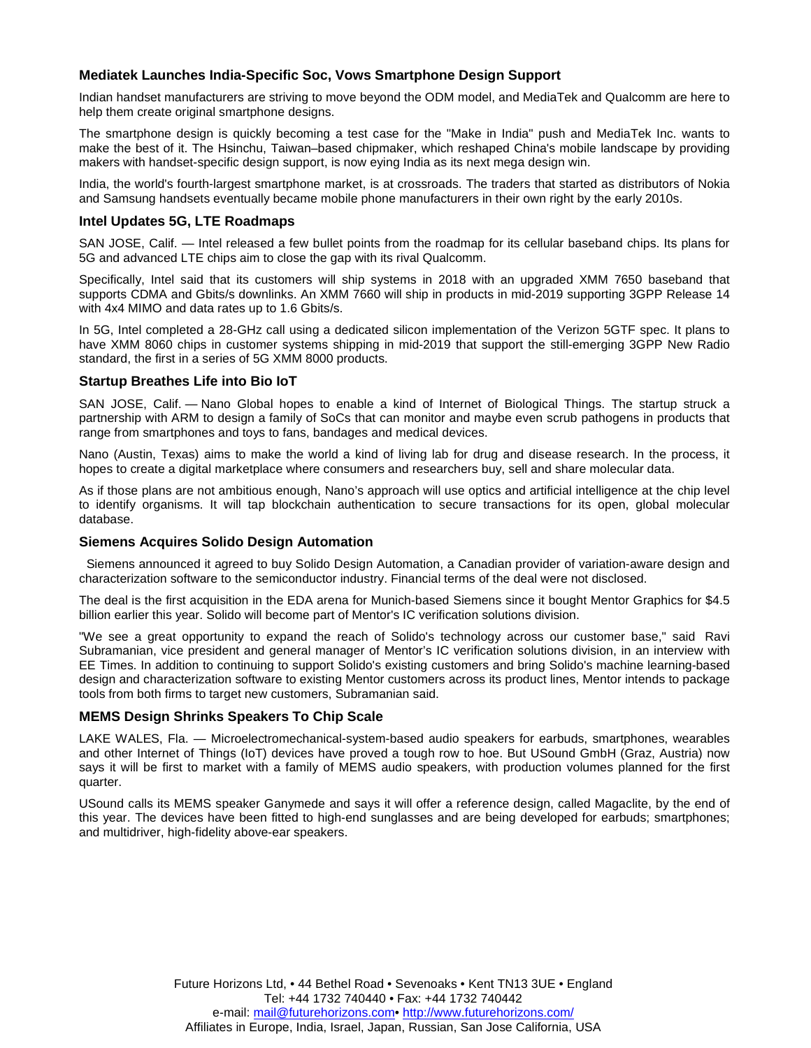### Mediatek Launches India-Specific Soc, Vows Smartphone Design Support

Indian handset manufacturers are striving to move beyond the ODM model, and MediaTek and Qualcomm are here to help them create original smartphone designs.

The smartphone design is quickly becoming a test case for the "Make in India" push and MediaTek Inc. wants to make the best of it. The Hsinchu, Taiwan–based chipmaker, which reshaped China's mobile landscape by providing makers with handset-specific design support, is now eying India as its next mega design win.

India, the world's fourth-largest smartphone market, is at crossroads. The traders that started as distributors of Nokia and Samsung handsets eventually became mobile phone manufacturers in their own right by the early 2010s.

### Intel Updates 5G, LTE Roadmaps

SAN JOSE, Calif. — Intel released a few bullet points from the roadmap for its cellular baseband chips. Its plans for 5G and advanced LTE chips aim to close the gap with its rival Qualcomm.

Specifically, Intel said that its customers will ship systems in 2018 with an upgraded XMM 7650 baseband that supports CDMA and Gbits/s downlinks. An XMM 7660 will ship in products in mid-2019 supporting 3GPP Release 14 with 4x4 MIMO and data rates up to 1.6 Gbits/s.

In 5G, Intel completed a 28-GHz call using a dedicated silicon implementation of the Verizon 5GTF spec. It plans to have XMM 8060 chips in customer systems shipping in mid-2019 that support the still-emerging 3GPP New Radio standard, the first in a series of 5G XMM 8000 products.

### Startup Breathes Life into Bio IoT

SAN JOSE, Calif. — Nano Global hopes to enable a kind of Internet of Biological Things. The startup struck a partnership with ARM to design a family of SoCs that can monitor and maybe even scrub pathogens in products that range from smartphones and toys to fans, bandages and medical devices.

Nano (Austin, Texas) aims to make the world a kind of living lab for drug and disease research. In the process, it hopes to create a digital marketplace where consumers and researchers buy, sell and share molecular data.

As if those plans are not ambitious enough, Nano's approach will use optics and artificial intelligence at the chip level to identify organisms. It will tap blockchain authentication to secure transactions for its open, global molecular database.

### Siemens Acquires Solido Design Automation

Siemens announced it agreed to buy Solido Design Automation, a Canadian provider of variation-aware design and characterization software to the semiconductor industry. Financial terms of the deal were not disclosed.

The deal is the first acquisition in the EDA arena for Munich-based Siemens since it bought Mentor Graphics for $4.5 billion earlier this year. Solido will become part of Mentor's IC verification solutions division.

"We see a great opportunity to expand the reach of Solido's technology across our customer base," said Ravi Subramanian, vice president and general manager of Mentor's IC verification solutions division, in an interview with EE Times. In addition to continuing to support Solido's existing customers and bring Solido's machine learning-based design and characterization software to existing Mentor customers across its product lines, Mentor intends to package tools from both firms to target new customers, Subramanian said.

### MEMS Design Shrinks Speakers To Chip Scale

LAKE WALES, Fla. — Microelectromechanical-system-based audio speakers for earbuds, smartphones, wearables and other Internet of Things (IoT) devices have proved a tough row to hoe. But USound GmbH (Graz, Austria) now says it will be first to market with a family of MEMS audio speakers, with production volumes planned for the first quarter.

USound calls its MEMS speaker Ganymede and says it will offer a reference design, called Magaclite, by the end of this year. The devices have been fitted to high-end sunglasses and are being developed for earbuds; smartphones; and multidriver, high-fidelity above-ear speakers.

Future Horizons Ltd, • 44 Bethel Road • Sevenoaks • Kent TN13 3UE • England
Tel: +44 1732 740440 • Fax: +44 1732 740442
e-mail: mail@futurehorizons.com• http://www.futurehorizons.com/
Affiliates in Europe, India, Israel, Japan, Russian, San Jose California, USA